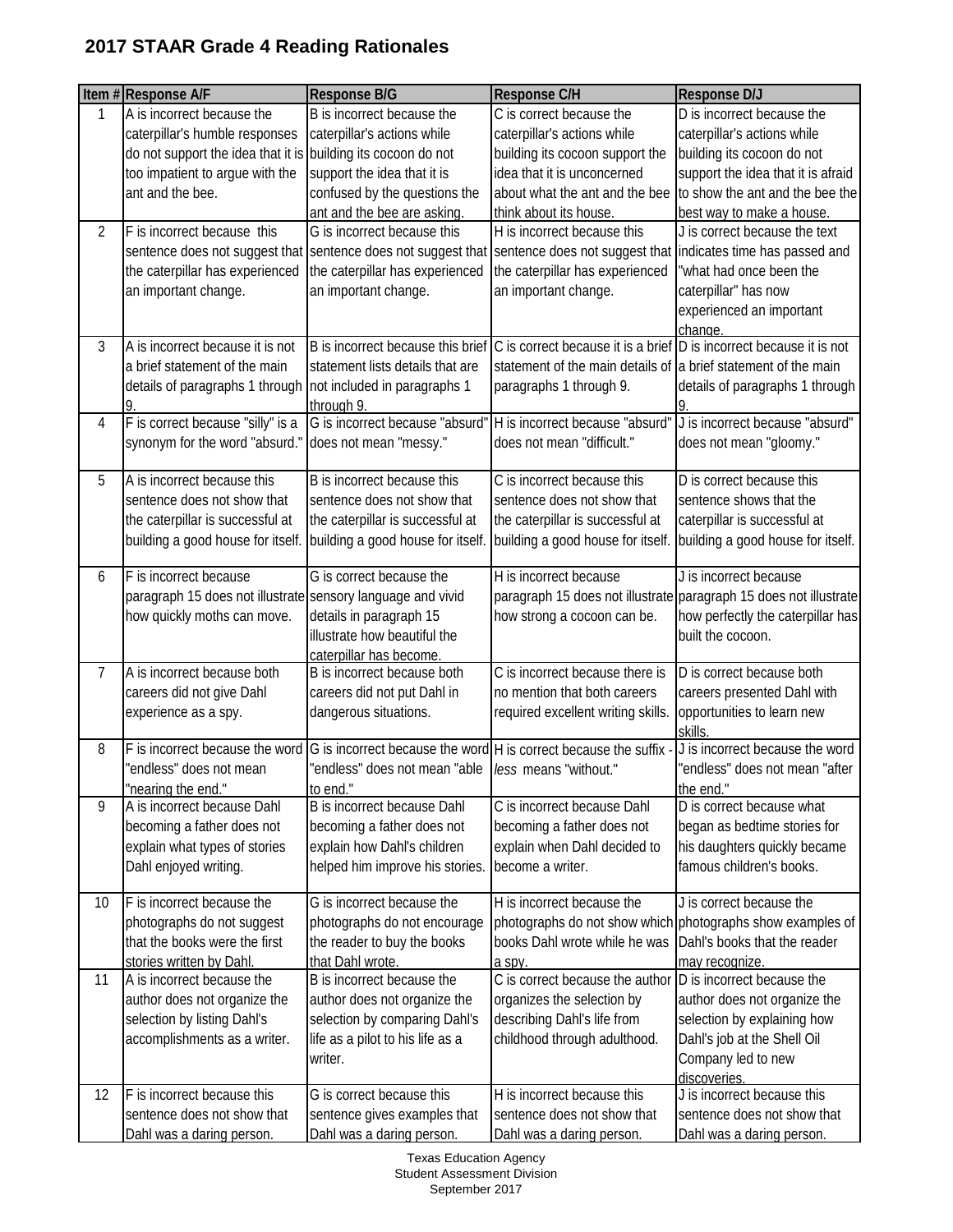## 2017 STAAR Grade 4 Reading Rationales

| Item # | Response A/F | Response B/G | Response C/H | Response D/J |
|---|---|---|---|---|
| 1 | A is incorrect because the caterpillar's humble responses do not support the idea that it is too impatient to argue with the ant and the bee. | B is incorrect because the caterpillar's actions while building its cocoon do not support the idea that it is confused by the questions the ant and the bee are asking. | C is correct because the caterpillar's actions while building its cocoon support the idea that it is unconcerned about what the ant and the bee think about its house. | D is incorrect because the caterpillar's actions while building its cocoon do not support the idea that it is afraid to show the ant and the bee the best way to make a house. |
| 2 | F is incorrect because this sentence does not suggest that the caterpillar has experienced an important change. | G is incorrect because this sentence does not suggest that the caterpillar has experienced an important change. | H is incorrect because this sentence does not suggest that the caterpillar has experienced an important change. | J is correct because the text indicates time has passed and "what had once been the caterpillar" has now experienced an important change. |
| 3 | A is incorrect because it is not a brief statement of the main details of paragraphs 1 through 9. | B is incorrect because this brief statement lists details that are not included in paragraphs 1 through 9. | C is correct because it is a brief statement of the main details of paragraphs 1 through 9. | D is incorrect because it is not a brief statement of the main details of paragraphs 1 through 9. |
| 4 | F is correct because "silly" is a synonym for the word "absurd." | G is incorrect because "absurd" does not mean "messy." | H is incorrect because "absurd" does not mean "difficult." | J is incorrect because "absurd" does not mean "gloomy." |
| 5 | A is incorrect because this sentence does not show that the caterpillar is successful at building a good house for itself. | B is incorrect because this sentence does not show that the caterpillar is successful at building a good house for itself. | C is incorrect because this sentence does not show that the caterpillar is successful at building a good house for itself. | D is correct because this sentence shows that the caterpillar is successful at building a good house for itself. |
| 6 | F is incorrect because paragraph 15 does not illustrate how quickly moths can move. | G is correct because the sensory language and vivid details in paragraph 15 illustrate how beautiful the caterpillar has become. | H is incorrect because paragraph 15 does not illustrate how strong a cocoon can be. | J is incorrect because paragraph 15 does not illustrate how perfectly the caterpillar has built the cocoon. |
| 7 | A is incorrect because both careers did not give Dahl experience as a spy. | B is incorrect because both careers did not put Dahl in dangerous situations. | C is incorrect because there is no mention that both careers required excellent writing skills. | D is correct because both careers presented Dahl with opportunities to learn new skills. |
| 8 | F is incorrect because the word "endless" does not mean "nearing the end." | G is incorrect because the word "endless" does not mean "able to end." | H is correct because the suffix *-less* means "without." | J is incorrect because the word "endless" does not mean "after the end." |
| 9 | A is incorrect because Dahl becoming a father does not explain what types of stories Dahl enjoyed writing. | B is incorrect because Dahl becoming a father does not explain how Dahl's children helped him improve his stories. | C is incorrect because Dahl becoming a father does not explain when Dahl decided to become a writer. | D is correct because what began as bedtime stories for his daughters quickly became famous children's books. |
| 10 | F is incorrect because the photographs do not suggest that the books were the first stories written by Dahl. | G is incorrect because the photographs do not encourage the reader to buy the books that Dahl wrote. | H is incorrect because the photographs do not show which books Dahl wrote while he was a spy. | J is correct because the photographs show examples of Dahl's books that the reader may recognize. |
| 11 | A is incorrect because the author does not organize the selection by listing Dahl's accomplishments as a writer. | B is incorrect because the author does not organize the selection by comparing Dahl's life as a pilot to his life as a writer. | C is correct because the author organizes the selection by describing Dahl's life from childhood through adulthood. | D is incorrect because the author does not organize the selection by explaining how Dahl's job at the Shell Oil Company led to new discoveries. |
| 12 | F is incorrect because this sentence does not show that Dahl was a daring person. | G is correct because this sentence gives examples that Dahl was a daring person. | H is incorrect because this sentence does not show that Dahl was a daring person. | J is incorrect because this sentence does not show that Dahl was a daring person. |

Texas Education Agency
Student Assessment Division
September 2017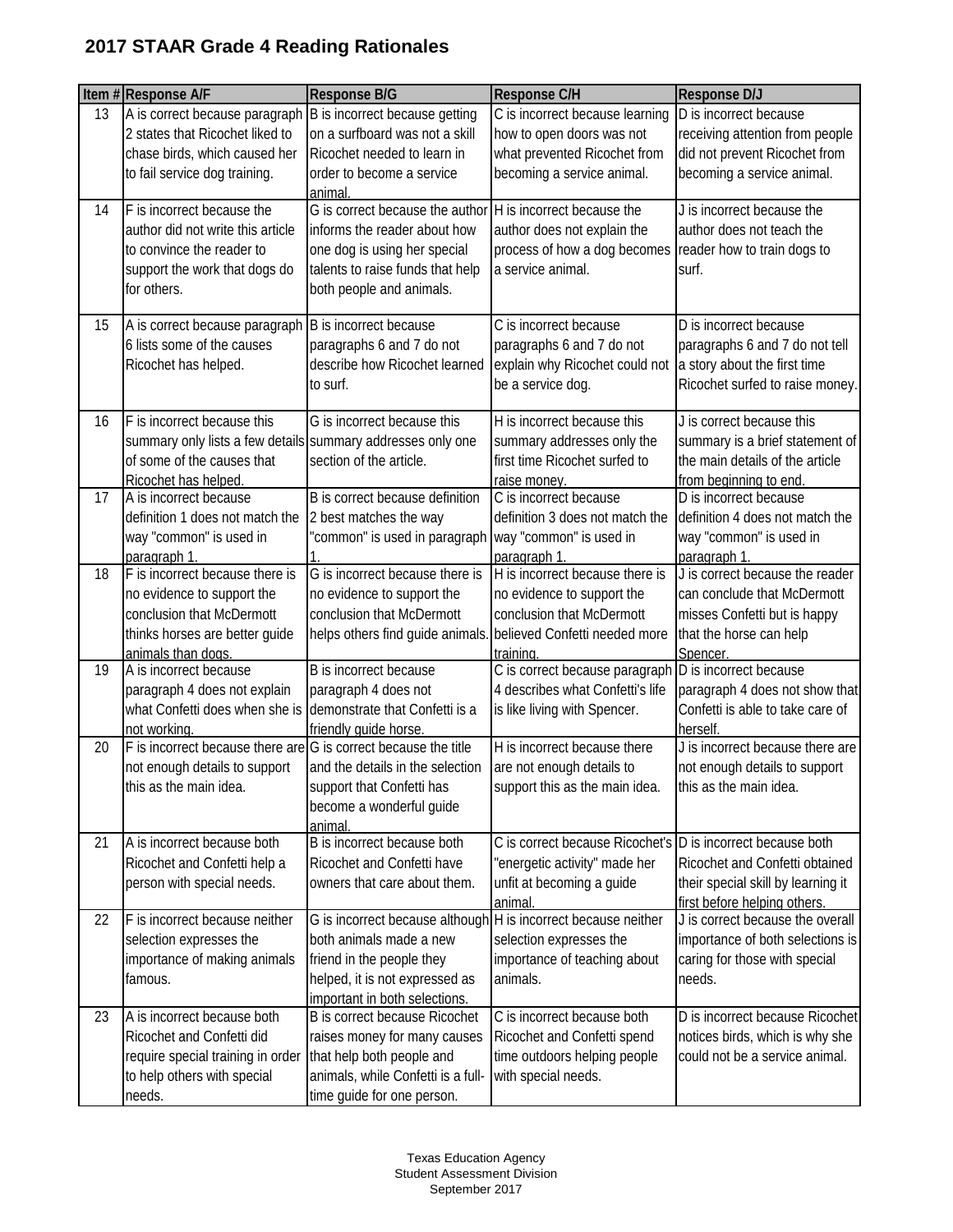## 2017 STAAR Grade 4 Reading Rationales

| Item # | Response A/F | Response B/G | Response C/H | Response D/J |
|---|---|---|---|---|
| 13 | A is correct because paragraph 2 states that Ricochet liked to chase birds, which caused her to fail service dog training. | B is incorrect because getting on a surfboard was not a skill Ricochet needed to learn in order to become a service animal. | C is incorrect because learning how to open doors was not what prevented Ricochet from becoming a service animal. | D is incorrect because receiving attention from people did not prevent Ricochet from becoming a service animal. |
| 14 | F is incorrect because the author did not write this article to convince the reader to support the work that dogs do for others. | G is correct because the author informs the reader about how one dog is using her special talents to raise funds that help both people and animals. | H is incorrect because the author does not explain the process of how a dog becomes a service animal. | J is incorrect because the author does not teach the reader how to train dogs to surf. |
| 15 | A is correct because paragraph 6 lists some of the causes Ricochet has helped. | B is incorrect because paragraphs 6 and 7 do not describe how Ricochet learned to surf. | C is incorrect because paragraphs 6 and 7 do not explain why Ricochet could not be a service dog. | D is incorrect because paragraphs 6 and 7 do not tell a story about the first time Ricochet surfed to raise money. |
| 16 | F is incorrect because this summary only lists a few details of some of the causes that Ricochet has helped. | G is incorrect because this summary addresses only one section of the article. | H is incorrect because this summary addresses only the first time Ricochet surfed to raise money. | J is correct because this summary is a brief statement of the main details of the article from beginning to end. |
| 17 | A is incorrect because definition 1 does not match the way "common" is used in paragraph 1. | B is correct because definition 2 best matches the way "common" is used in paragraph 1. | C is incorrect because definition 3 does not match the way "common" is used in paragraph 1. | D is incorrect because definition 4 does not match the way "common" is used in paragraph 1. |
| 18 | F is incorrect because there is no evidence to support the conclusion that McDermott thinks horses are better guide animals than dogs. | G is incorrect because there is no evidence to support the conclusion that McDermott helps others find guide animals. | H is incorrect because there is no evidence to support the conclusion that McDermott believed Confetti needed more training. | J is correct because the reader can conclude that McDermott misses Confetti but is happy that the horse can help Spencer. |
| 19 | A is incorrect because paragraph 4 does not explain what Confetti does when she is not working. | B is incorrect because paragraph 4 does not demonstrate that Confetti is a friendly guide horse. | C is correct because paragraph 4 describes what Confetti's life is like living with Spencer. | D is incorrect because paragraph 4 does not show that Confetti is able to take care of herself. |
| 20 | F is incorrect because there are not enough details to support this as the main idea. | G is correct because the title and the details in the selection support that Confetti has become a wonderful guide animal. | H is incorrect because there are not enough details to support this as the main idea. | J is incorrect because there are not enough details to support this as the main idea. |
| 21 | A is incorrect because both Ricochet and Confetti help a person with special needs. | B is incorrect because both Ricochet and Confetti have owners that care about them. | C is correct because Ricochet's "energetic activity" made her unfit at becoming a guide animal. | D is incorrect because both Ricochet and Confetti obtained their special skill by learning it first before helping others. |
| 22 | F is incorrect because neither selection expresses the importance of making animals famous. | G is incorrect because although both animals made a new friend in the people they helped, it is not expressed as important in both selections. | H is incorrect because neither selection expresses the importance of teaching about animals. | J is correct because the overall importance of both selections is caring for those with special needs. |
| 23 | A is incorrect because both Ricochet and Confetti did require special training in order to help others with special needs. | B is correct because Ricochet raises money for many causes that help both people and animals, while Confetti is a full-time guide for one person. | C is incorrect because both Ricochet and Confetti spend time outdoors helping people with special needs. | D is incorrect because Ricochet notices birds, which is why she could not be a service animal. |

Texas Education Agency
Student Assessment Division
September 2017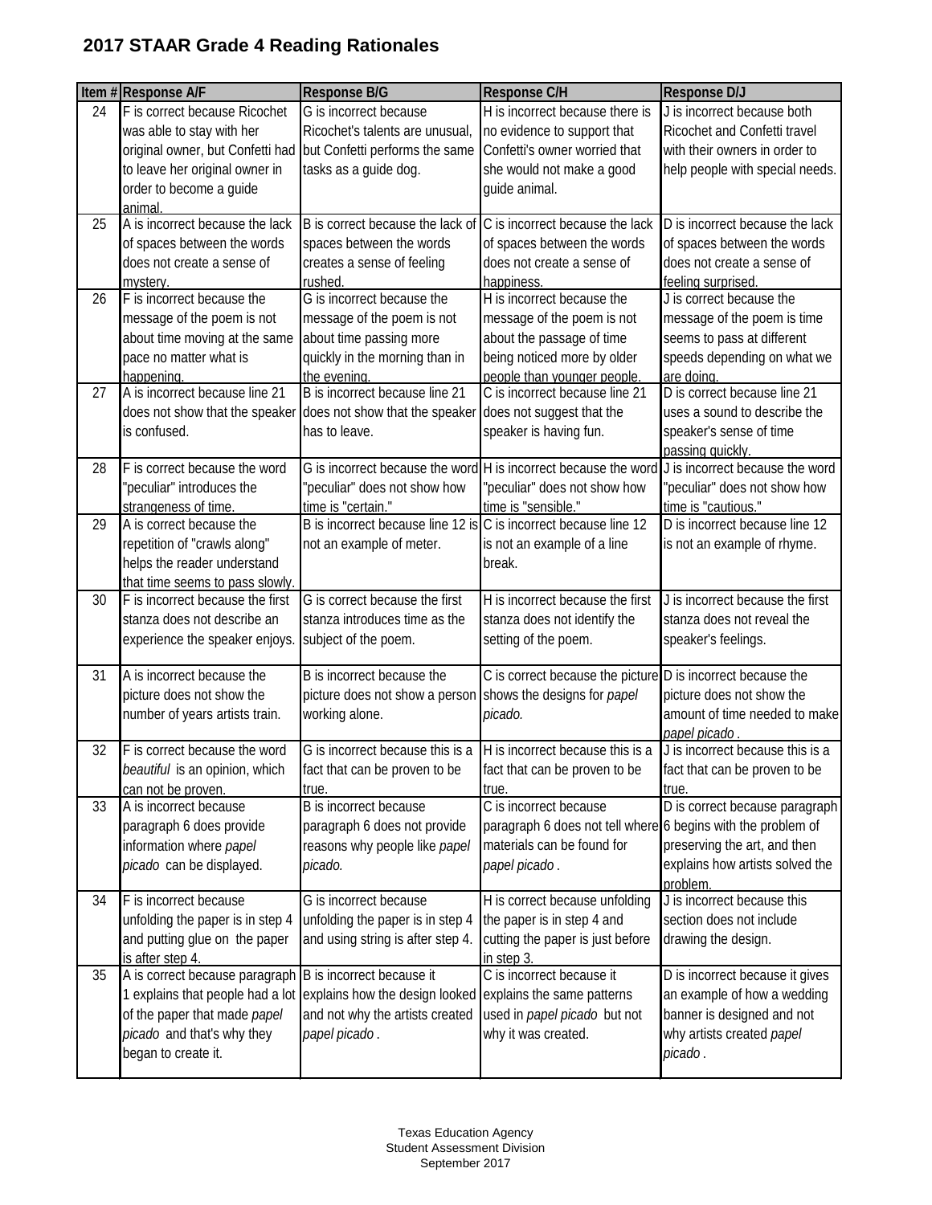## 2017 STAAR Grade 4 Reading Rationales

| Item # | Response A/F | Response B/G | Response C/H | Response D/J |
|---|---|---|---|---|
| 24 | F is correct because Ricochet was able to stay with her original owner, but Confetti had to leave her original owner in order to become a guide animal. | G is incorrect because Ricochet's talents are unusual, but Confetti performs the same tasks as a guide dog. | H is incorrect because there is no evidence to support that Confetti's owner worried that she would not make a good guide animal. | J is incorrect because both Ricochet and Confetti travel with their owners in order to help people with special needs. |
| 25 | A is incorrect because the lack of spaces between the words does not create a sense of mystery. | B is correct because the lack of spaces between the words creates a sense of feeling rushed. | C is incorrect because the lack of spaces between the words does not create a sense of happiness. | D is incorrect because the lack of spaces between the words does not create a sense of feeling surprised. |
| 26 | F is incorrect because the message of the poem is not about time moving at the same pace no matter what is happening. | G is incorrect because the message of the poem is not about time passing more quickly in the morning than in the evening. | H is incorrect because the message of the poem is not about the passage of time being noticed more by older people than younger people. | J is correct because the message of the poem is time seems to pass at different speeds depending on what we are doing. |
| 27 | A is incorrect because line 21 does not show that the speaker is confused. | B is incorrect because line 21 does not show that the speaker has to leave. | C is incorrect because line 21 does not suggest that the speaker is having fun. | D is correct because line 21 uses a sound to describe the speaker's sense of time passing quickly. |
| 28 | F is correct because the word "peculiar" introduces the strangeness of time. | G is incorrect because the word "peculiar" does not show how time is "certain." | H is incorrect because the word "peculiar" does not show how time is "sensible." | J is incorrect because the word "peculiar" does not show how time is "cautious." |
| 29 | A is correct because the repetition of "crawls along" helps the reader understand that time seems to pass slowly. | B is incorrect because line 12 is not an example of meter. | C is incorrect because line 12 is not an example of a line break. | D is incorrect because line 12 is not an example of rhyme. |
| 30 | F is incorrect because the first stanza does not describe an experience the speaker enjoys. | G is correct because the first stanza introduces time as the subject of the poem. | H is incorrect because the first stanza does not identify the setting of the poem. | J is incorrect because the first stanza does not reveal the speaker's feelings. |
| 31 | A is incorrect because the picture does not show the number of years artists train. | B is incorrect because the picture does not show a person working alone. | C is correct because the picture shows the designs for *papel picado.* | D is incorrect because the picture does not show the amount of time needed to make *papel picado* . |
| 32 | F is correct because the word *beautiful* is an opinion, which can not be proven. | G is incorrect because this is a fact that can be proven to be true. | H is incorrect because this is a fact that can be proven to be true. | J is incorrect because this is a fact that can be proven to be true. |
| 33 | A is incorrect because paragraph 6 does provide information where *papel picado* can be displayed. | B is incorrect because paragraph 6 does not provide reasons why people like *papel picado.* | C is incorrect because paragraph 6 does not tell where materials can be found for *papel picado* . | D is correct because paragraph 6 begins with the problem of preserving the art, and then explains how artists solved the problem. |
| 34 | F is incorrect because unfolding the paper is in step 4 and putting glue on the paper is after step 4. | G is incorrect because unfolding the paper is in step 4 and using string is after step 4. | H is correct because unfolding the paper is in step 4 and cutting the paper is just before in step 3. | J is incorrect because this section does not include drawing the design. |
| 35 | A is correct because paragraph 1 explains that people had a lot of the paper that made *papel picado* and that's why they began to create it. | B is incorrect because it explains how the design looked and not why the artists created *papel picado* . | C is incorrect because it explains the same patterns used in *papel picado* but not why it was created. | D is incorrect because it gives an example of how a wedding banner is designed and not why artists created *papel picado* . |

Texas Education Agency
Student Assessment Division
September 2017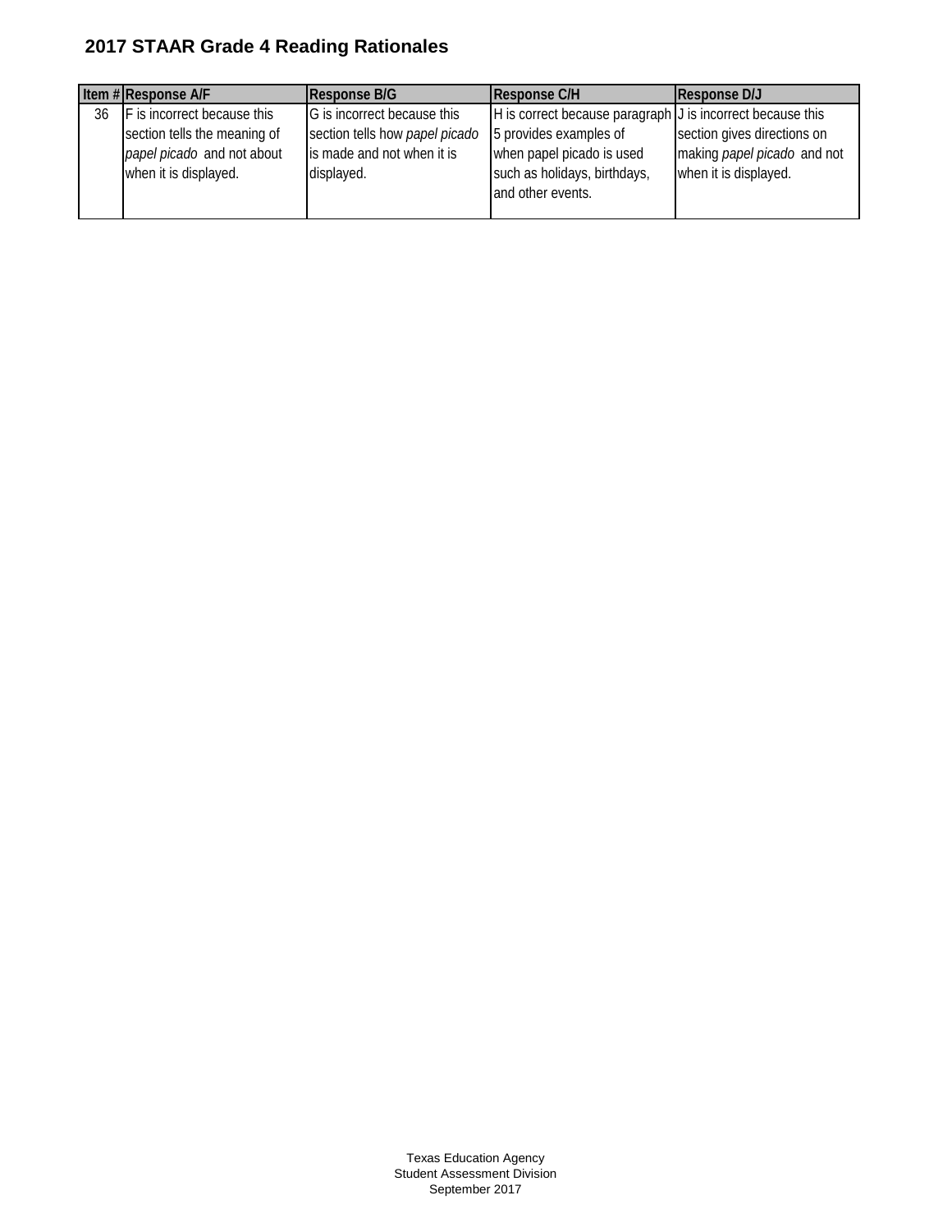## 2017 STAAR Grade 4 Reading Rationales

| Item # | Response A/F | Response B/G | Response C/H | Response D/J |
|---|---|---|---|---|
| 36 | F is incorrect because this section tells the meaning of *papel picado* and not about when it is displayed. | G is incorrect because this section tells how *papel picado* is made and not when it is displayed. | H is correct because paragraph 5 provides examples of when papel picado is used such as holidays, birthdays, and other events. | J is incorrect because this section gives directions on making *papel picado* and not when it is displayed. |

Texas Education Agency
Student Assessment Division
September 2017